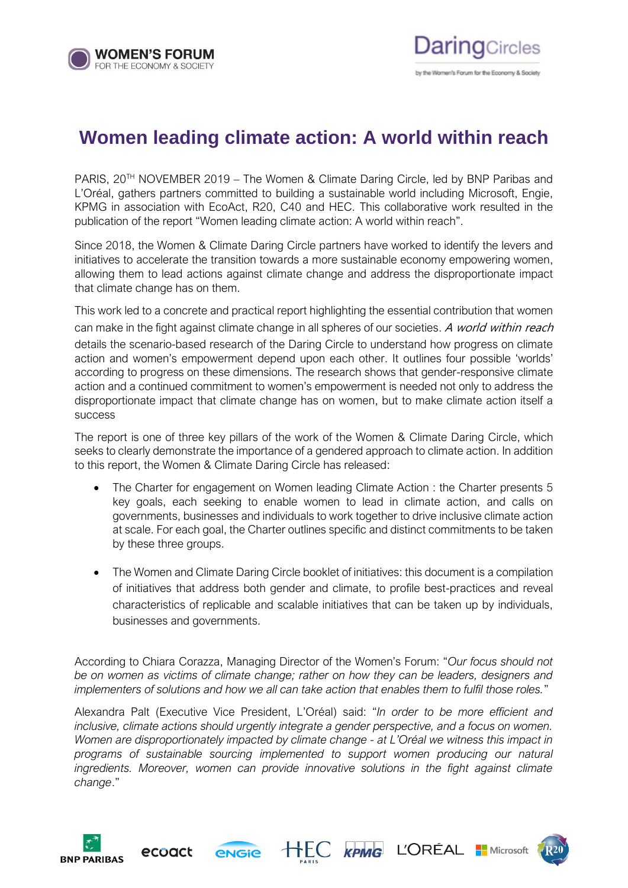# Women leading climate action: A world within reach

PARIS, 20TH NOVEMBER 2019 – The Women & Climate Daring Circle, led by BNP Paribas and L'Oréal, gathers partners committed to building a sustainable world including Microsoft, Engie, KPMG in association with EcoAct, R20, C40 and HEC. This collaborative work resulted in the publication of the report "Women leading climate action: A world within reach".

Since 2018, the Women & Climate Daring Circle partners have worked to identify the levers and initiatives to accelerate the transition towards a more sustainable economy empowering women, allowing them to lead actions against climate change and address the disproportionate impact that climate change has on them.

This work led to a concrete and practical report highlighting the essential contribution that women can make in the fight against climate change in all spheres of our societies. *A world within reach* details the scenario-based research of the Daring Circle to understand how progress on climate action and women's empowerment depend upon each other. It outlines four possible 'worlds' according to progress on these dimensions. The research shows that gender-responsive climate action and a continued commitment to women's empowerment is needed not only to address the disproportionate impact that climate change has on women, but to make climate action itself a success

The report is one of three key pillars of the work of the Women & Climate Daring Circle, which seeks to clearly demonstrate the importance of a gendered approach to climate action. In addition to this report, the Women & Climate Daring Circle has released:

- The Charter for engagement on Women leading Climate Action : the Charter presents 5 key goals, each seeking to enable women to lead in climate action, and calls on governments, businesses and individuals to work together to drive inclusive climate action at scale. For each goal, the Charter outlines specific and distinct commitments to be taken by these three groups.

- The Women and Climate Daring Circle booklet of initiatives: this document is a compilation of initiatives that address both gender and climate, to profile best-practices and reveal characteristics of replicable and scalable initiatives that can be taken up by individuals, businesses and governments.

According to Chiara Corazza, Managing Director of the Women's Forum: "*Our focus should not be on women as victims of climate change; rather on how they can be leaders, designers and implementers of solutions and how we all can take action that enables them to fulfil those roles.*"

Alexandra Palt (Executive Vice President, L'Oréal) said: "*In order to be more efficient and inclusive, climate actions should urgently integrate a gender perspective, and a focus on women. Women are disproportionately impacted by climate change - at L'Oréal we witness this impact in programs of sustainable sourcing implemented to support women producing our natural ingredients. Moreover, women can provide innovative solutions in the fight against climate change*."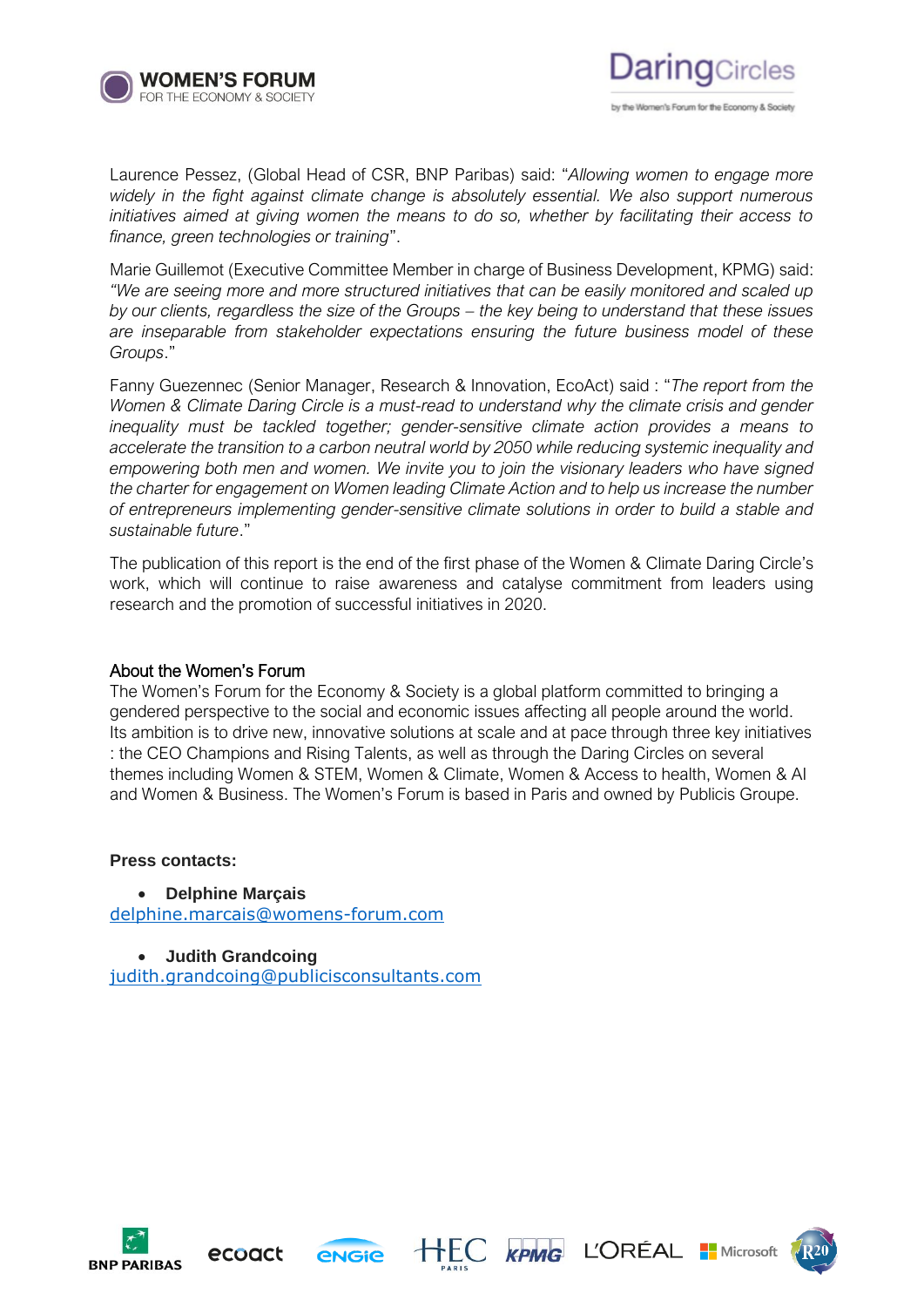Laurence Pessez, (Global Head of CSR, BNP Paribas) said: "*Allowing women to engage more widely in the fight against climate change is absolutely essential. We also support numerous initiatives aimed at giving women the means to do so, whether by facilitating their access to finance, green technologies or training*".

Marie Guillemot (Executive Committee Member in charge of Business Development, KPMG) said: *"We are seeing more and more structured initiatives that can be easily monitored and scaled up by our clients, regardless the size of the Groups – the key being to understand that these issues are inseparable from stakeholder expectations ensuring the future business model of these Groups*."

Fanny Guezennec (Senior Manager, Research & Innovation, EcoAct) said : "*The report from the Women & Climate Daring Circle is a must-read to understand why the climate crisis and gender inequality must be tackled together; gender-sensitive climate action provides a means to accelerate the transition to a carbon neutral world by 2050 while reducing systemic inequality and empowering both men and women. We invite you to join the visionary leaders who have signed the charter for engagement on Women leading Climate Action and to help us increase the number of entrepreneurs implementing gender-sensitive climate solutions in order to build a stable and sustainable future*."

The publication of this report is the end of the first phase of the Women & Climate Daring Circle's work, which will continue to raise awareness and catalyse commitment from leaders using research and the promotion of successful initiatives in 2020.

## About the Women's Forum

The Women's Forum for the Economy & Society is a global platform committed to bringing a gendered perspective to the social and economic issues affecting all people around the world. Its ambition is to drive new, innovative solutions at scale and at pace through three key initiatives : the CEO Champions and Rising Talents, as well as through the Daring Circles on several themes including Women & STEM, Women & Climate, Women & Access to health, Women & AI and Women & Business. The Women's Forum is based in Paris and owned by Publicis Groupe.

**Press contacts:**

- **Delphine Marçais**
  delphine.marcais@womens-forum.com

- **Judith Grandcoing**
  judith.grandcoing@publicisconsultants.com